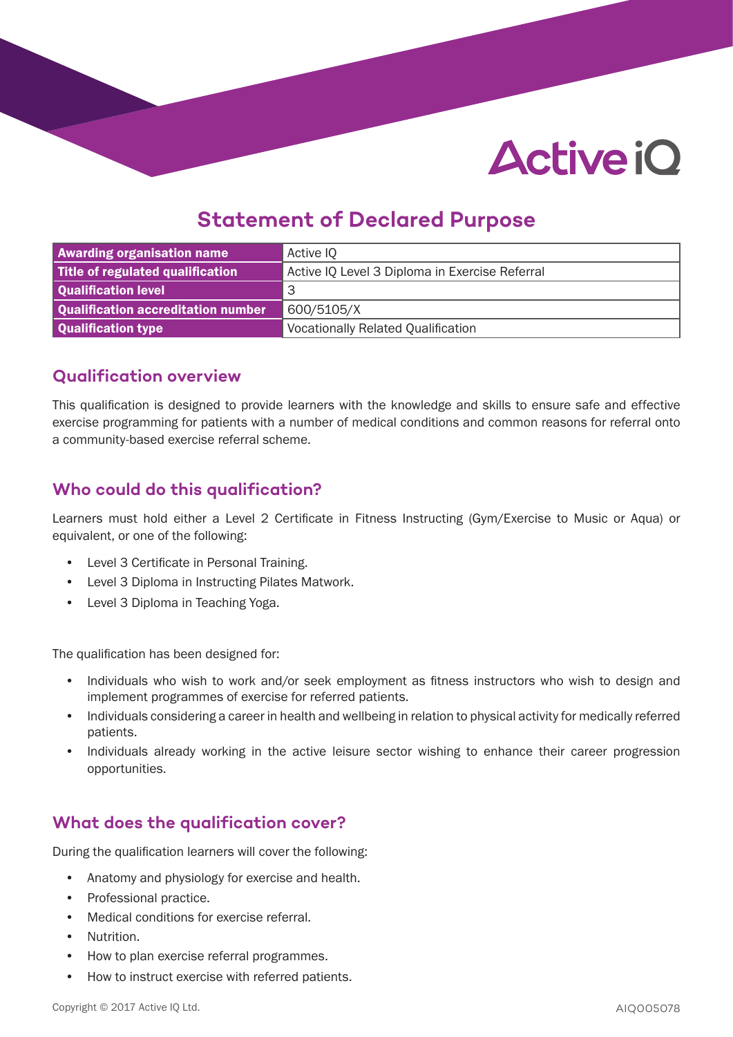# Statement of Declared Purpose

| Awarding organisation name | Active IQ |
|---|---|
| Title of regulated qualification | Active IQ Level 3 Diploma in Exercise Referral |
| Qualification level | 3 |
| Qualification accreditation number | 600/5105/X |
| Qualification type | Vocationally Related Qualification |

## Qualification overview

This qualification is designed to provide learners with the knowledge and skills to ensure safe and effective exercise programming for patients with a number of medical conditions and common reasons for referral onto a community-based exercise referral scheme.

## Who could do this qualification?

Learners must hold either a Level 2 Certificate in Fitness Instructing (Gym/Exercise to Music or Aqua) or equivalent, or one of the following:

- Level 3 Certificate in Personal Training.
- Level 3 Diploma in Instructing Pilates Matwork.
- Level 3 Diploma in Teaching Yoga.

The qualification has been designed for:

- Individuals who wish to work and/or seek employment as fitness instructors who wish to design and implement programmes of exercise for referred patients.
- Individuals considering a career in health and wellbeing in relation to physical activity for medically referred patients.
- Individuals already working in the active leisure sector wishing to enhance their career progression opportunities.

## What does the qualification cover?

During the qualification learners will cover the following:

- Anatomy and physiology for exercise and health.
- Professional practice.
- Medical conditions for exercise referral.
- Nutrition.
- How to plan exercise referral programmes.
- How to instruct exercise with referred patients.

Copyright © 2017 Active IQ Ltd.

AIQ005078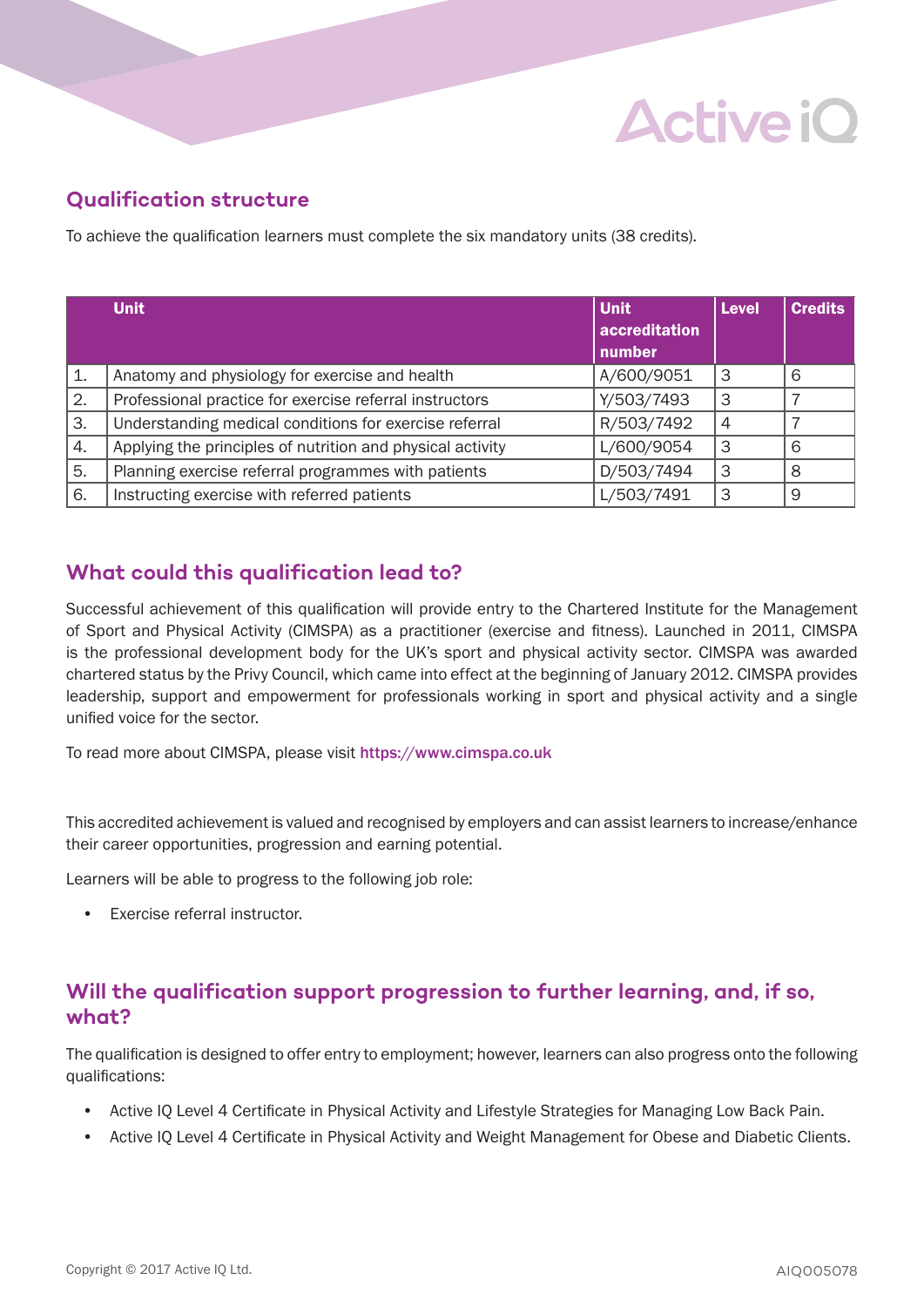## Qualification structure

To achieve the qualification learners must complete the six mandatory units (38 credits).

| | Unit | Unit accreditation number | Level | Credits |
|---|---|---|---|---|
| 1. | Anatomy and physiology for exercise and health | A/600/9051 | 3 | 6 |
| 2. | Professional practice for exercise referral instructors | Y/503/7493 | 3 | 7 |
| 3. | Understanding medical conditions for exercise referral | R/503/7492 | 4 | 7 |
| 4. | Applying the principles of nutrition and physical activity | L/600/9054 | 3 | 6 |
| 5. | Planning exercise referral programmes with patients | D/503/7494 | 3 | 8 |
| 6. | Instructing exercise with referred patients | L/503/7491 | 3 | 9 |

## What could this qualification lead to?

Successful achievement of this qualification will provide entry to the Chartered Institute for the Management of Sport and Physical Activity (CIMSPA) as a practitioner (exercise and fitness). Launched in 2011, CIMSPA is the professional development body for the UK's sport and physical activity sector. CIMSPA was awarded chartered status by the Privy Council, which came into effect at the beginning of January 2012. CIMSPA provides leadership, support and empowerment for professionals working in sport and physical activity and a single unified voice for the sector.

To read more about CIMSPA, please visit https://www.cimspa.co.uk

This accredited achievement is valued and recognised by employers and can assist learners to increase/enhance their career opportunities, progression and earning potential.

Learners will be able to progress to the following job role:

- Exercise referral instructor.

## Will the qualification support progression to further learning, and, if so, what?

The qualification is designed to offer entry to employment; however, learners can also progress onto the following qualifications:

- Active IQ Level 4 Certificate in Physical Activity and Lifestyle Strategies for Managing Low Back Pain.
- Active IQ Level 4 Certificate in Physical Activity and Weight Management for Obese and Diabetic Clients.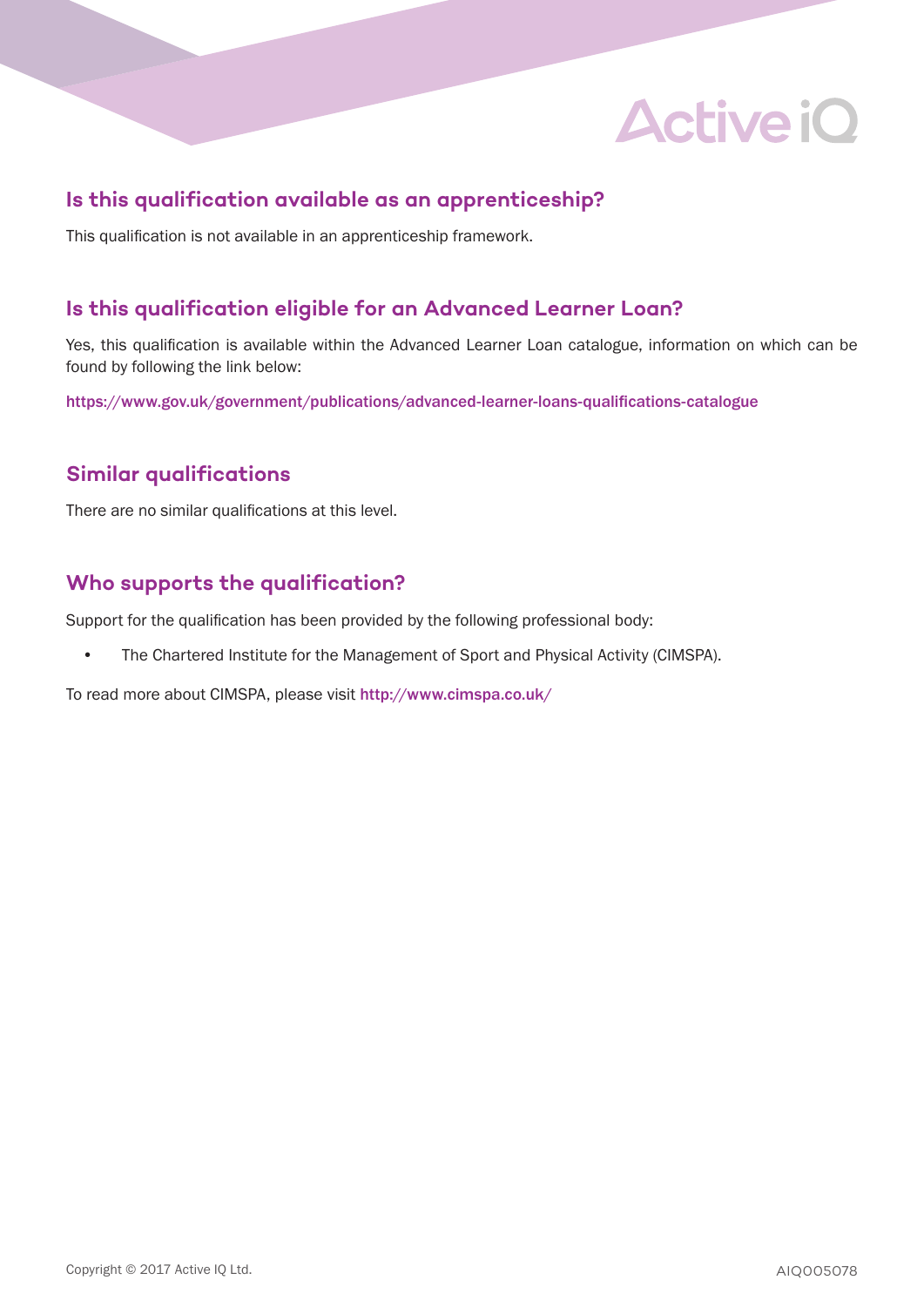## Is this qualification available as an apprenticeship?

This qualification is not available in an apprenticeship framework.

## Is this qualification eligible for an Advanced Learner Loan?

Yes, this qualification is available within the Advanced Learner Loan catalogue, information on which can be found by following the link below:

https://www.gov.uk/government/publications/advanced-learner-loans-qualifications-catalogue

## Similar qualifications

There are no similar qualifications at this level.

## Who supports the qualification?

Support for the qualification has been provided by the following professional body:

- The Chartered Institute for the Management of Sport and Physical Activity (CIMSPA).

To read more about CIMSPA, please visit http://www.cimspa.co.uk/

Copyright © 2017 Active IQ Ltd.

AIQ005078